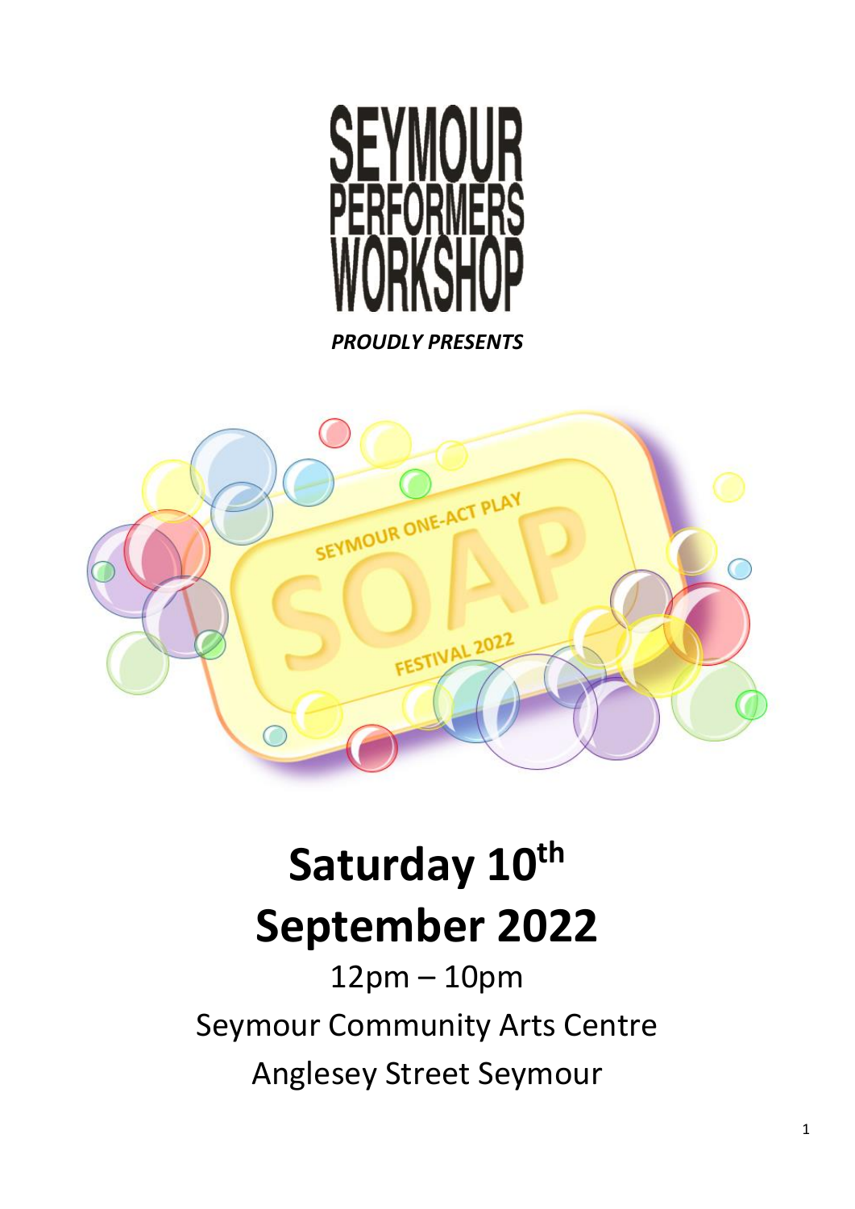# SEYMOUR PERFORMERS WORKSHOP

***PROUDLY PRESENTS***

SEYMOUR ONE-ACT PLAY

SOAP

FESTIVAL 2022

# Saturday 10th September 2022

12pm – 10pm

Seymour Community Arts Centre

Anglesey Street Seymour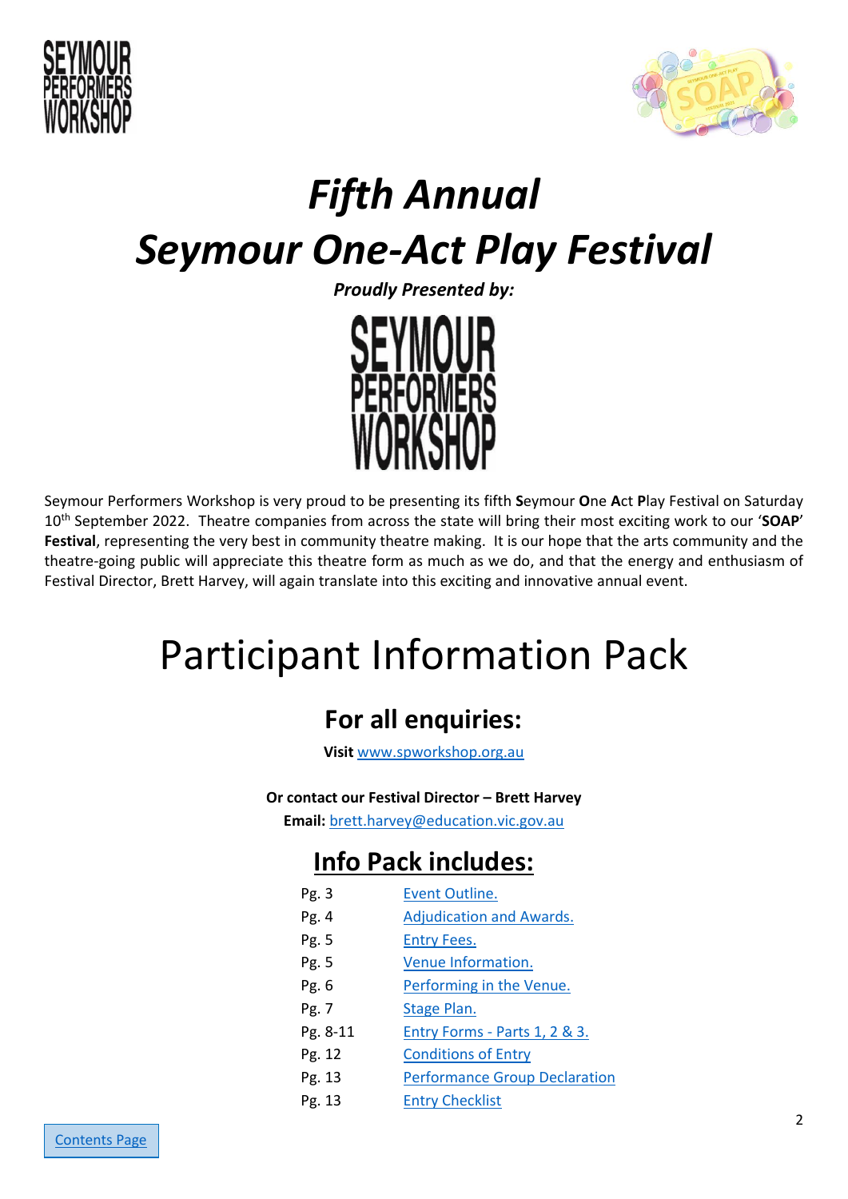# *Fifth Annual Seymour One-Act Play Festival*

***Proudly Presented by:***

Seymour Performers Workshop is very proud to be presenting its fifth **S**eymour **O**ne **A**ct **P**lay Festival on Saturday 10th September 2022. Theatre companies from across the state will bring their most exciting work to our '**SOAP**' **Festival**, representing the very best in community theatre making. It is our hope that the arts community and the theatre-going public will appreciate this theatre form as much as we do, and that the energy and enthusiasm of Festival Director, Brett Harvey, will again translate into this exciting and innovative annual event.

# Participant Information Pack

## For all enquiries:

**Visit** www.spworkshop.org.au

**Or contact our Festival Director – Brett Harvey**
**Email:** brett.harvey@education.vic.gov.au

## Info Pack includes:

| | |
|---|---|
| Pg. 3 | Event Outline. |
| Pg. 4 | Adjudication and Awards. |
| Pg. 5 | Entry Fees. |
| Pg. 5 | Venue Information. |
| Pg. 6 | Performing in the Venue. |
| Pg. 7 | Stage Plan. |
| Pg. 8-11 | Entry Forms - Parts 1, 2 & 3. |
| Pg. 12 | Conditions of Entry |
| Pg. 13 | Performance Group Declaration |
| Pg. 13 | Entry Checklist |

Contents Page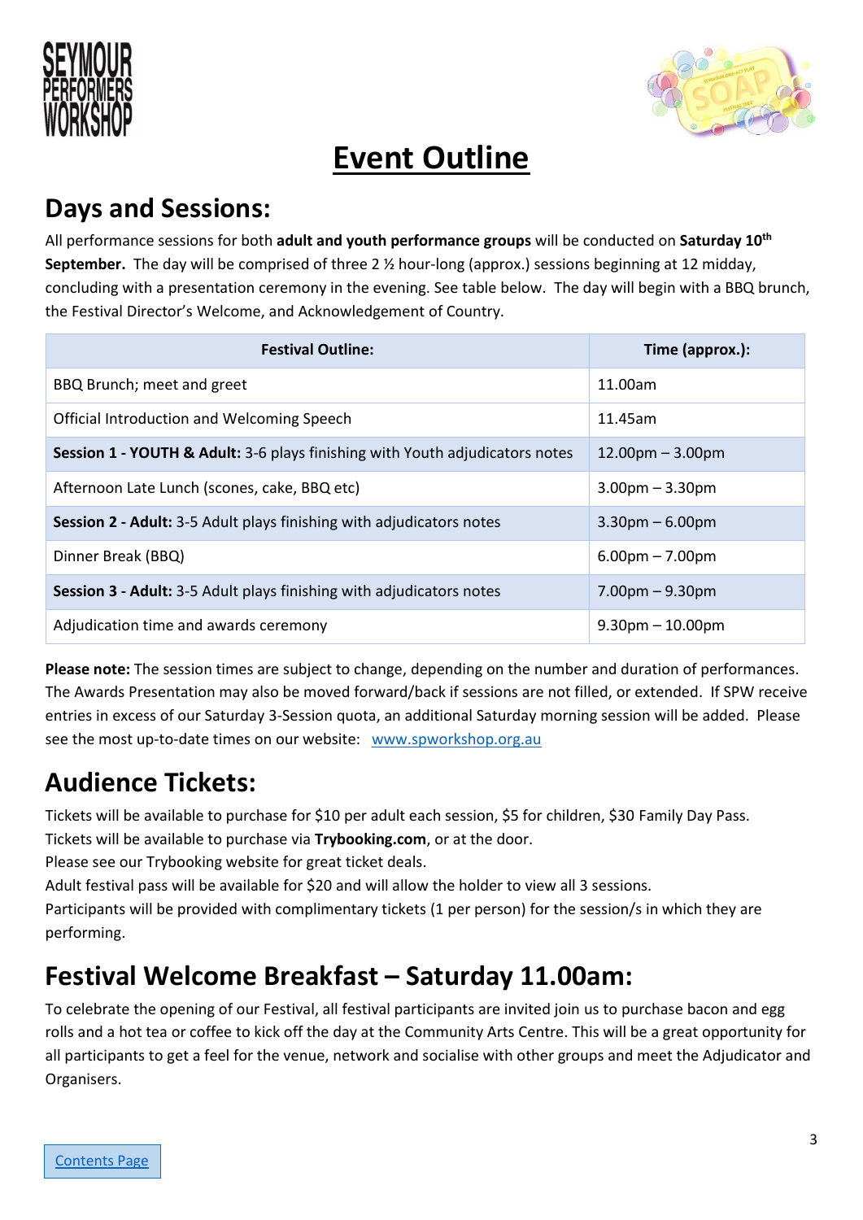# Event Outline

## Days and Sessions:

All performance sessions for both **adult and youth performance groups** will be conducted on **Saturday 10th September.** The day will be comprised of three 2 ½ hour-long (approx.) sessions beginning at 12 midday, concluding with a presentation ceremony in the evening. See table below. The day will begin with a BBQ brunch, the Festival Director's Welcome, and Acknowledgement of Country.

| Festival Outline: | Time (approx.): |
|---|---|
| BBQ Brunch; meet and greet | 11.00am |
| Official Introduction and Welcoming Speech | 11.45am |
| **Session 1 - YOUTH & Adult:** 3-6 plays finishing with Youth adjudicators notes | 12.00pm – 3.00pm |
| Afternoon Late Lunch (scones, cake, BBQ etc) | 3.00pm – 3.30pm |
| **Session 2 - Adult:** 3-5 Adult plays finishing with adjudicators notes | 3.30pm – 6.00pm |
| Dinner Break (BBQ) | 6.00pm – 7.00pm |
| **Session 3 - Adult:** 3-5 Adult plays finishing with adjudicators notes | 7.00pm – 9.30pm |
| Adjudication time and awards ceremony | 9.30pm – 10.00pm |

**Please note:** The session times are subject to change, depending on the number and duration of performances. The Awards Presentation may also be moved forward/back if sessions are not filled, or extended. If SPW receive entries in excess of our Saturday 3-Session quota, an additional Saturday morning session will be added. Please see the most up-to-date times on our website: [www.spworkshop.org.au](http://www.spworkshop.org.au)

## Audience Tickets:

Tickets will be available to purchase for $10 per adult each session, $5 for children, $30 Family Day Pass.
Tickets will be available to purchase via **Trybooking.com**, or at the door.
Please see our Trybooking website for great ticket deals.
Adult festival pass will be available for $20 and will allow the holder to view all 3 sessions.
Participants will be provided with complimentary tickets (1 per person) for the session/s in which they are performing.

## Festival Welcome Breakfast – Saturday 11.00am:

To celebrate the opening of our Festival, all festival participants are invited join us to purchase bacon and egg rolls and a hot tea or coffee to kick off the day at the Community Arts Centre. This will be a great opportunity for all participants to get a feel for the venue, network and socialise with other groups and meet the Adjudicator and Organisers.

Contents Page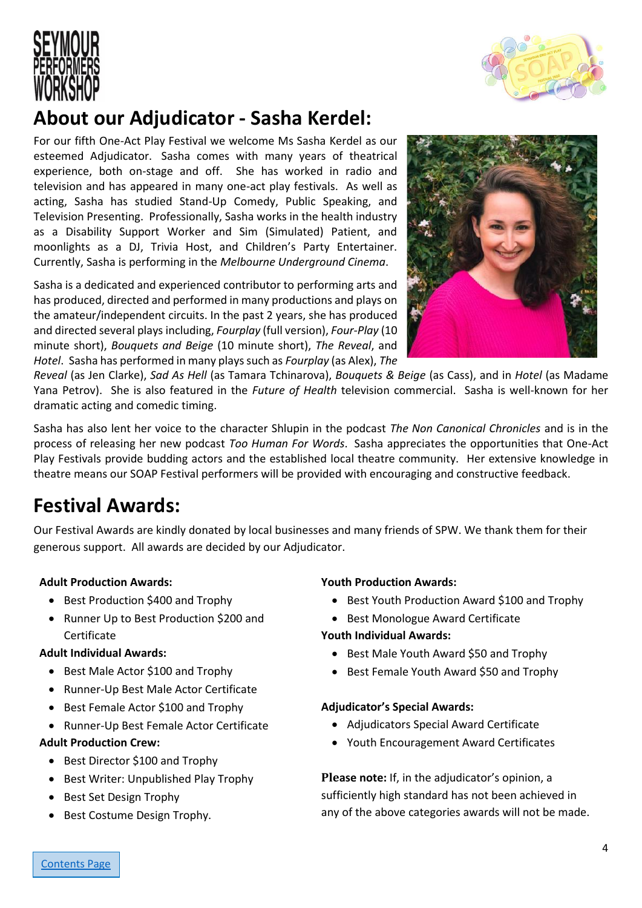## About our Adjudicator - Sasha Kerdel:

For our fifth One-Act Play Festival we welcome Ms Sasha Kerdel as our esteemed Adjudicator. Sasha comes with many years of theatrical experience, both on-stage and off. She has worked in radio and television and has appeared in many one-act play festivals. As well as acting, Sasha has studied Stand-Up Comedy, Public Speaking, and Television Presenting. Professionally, Sasha works in the health industry as a Disability Support Worker and Sim (Simulated) Patient, and moonlights as a DJ, Trivia Host, and Children's Party Entertainer. Currently, Sasha is performing in the *Melbourne Underground Cinema*.

Sasha is a dedicated and experienced contributor to performing arts and has produced, directed and performed in many productions and plays on the amateur/independent circuits. In the past 2 years, she has produced and directed several plays including, *Fourplay* (full version), *Four-Play* (10 minute short), *Bouquets and Beige* (10 minute short), *The Reveal*, and *Hotel*. Sasha has performed in many plays such as *Fourplay* (as Alex), *The Reveal* (as Jen Clarke), *Sad As Hell* (as Tamara Tchinarova), *Bouquets & Beige* (as Cass), and in *Hotel* (as Madame Yana Petrov). She is also featured in the *Future of Health* television commercial. Sasha is well-known for her dramatic acting and comedic timing.

Sasha has also lent her voice to the character Shlupin in the podcast *The Non Canonical Chronicles* and is in the process of releasing her new podcast *Too Human For Words*. Sasha appreciates the opportunities that One-Act Play Festivals provide budding actors and the established local theatre community. Her extensive knowledge in theatre means our SOAP Festival performers will be provided with encouraging and constructive feedback.

## Festival Awards:

Our Festival Awards are kindly donated by local businesses and many friends of SPW. We thank them for their generous support. All awards are decided by our Adjudicator.

**Adult Production Awards:**

- Best Production $400 and Trophy
- Runner Up to Best Production $200 and Certificate

**Adult Individual Awards:**

- Best Male Actor $100 and Trophy
- Runner-Up Best Male Actor Certificate
- Best Female Actor $100 and Trophy
- Runner-Up Best Female Actor Certificate

**Adult Production Crew:**

- Best Director $100 and Trophy
- Best Writer: Unpublished Play Trophy
- Best Set Design Trophy
- Best Costume Design Trophy.

**Youth Production Awards:**

- Best Youth Production Award $100 and Trophy
- Best Monologue Award Certificate

**Youth Individual Awards:**

- Best Male Youth Award $50 and Trophy
- Best Female Youth Award $50 and Trophy

**Adjudicator's Special Awards:**

- Adjudicators Special Award Certificate
- Youth Encouragement Award Certificates

**Please note:** If, in the adjudicator's opinion, a sufficiently high standard has not been achieved in any of the above categories awards will not be made.

Contents Page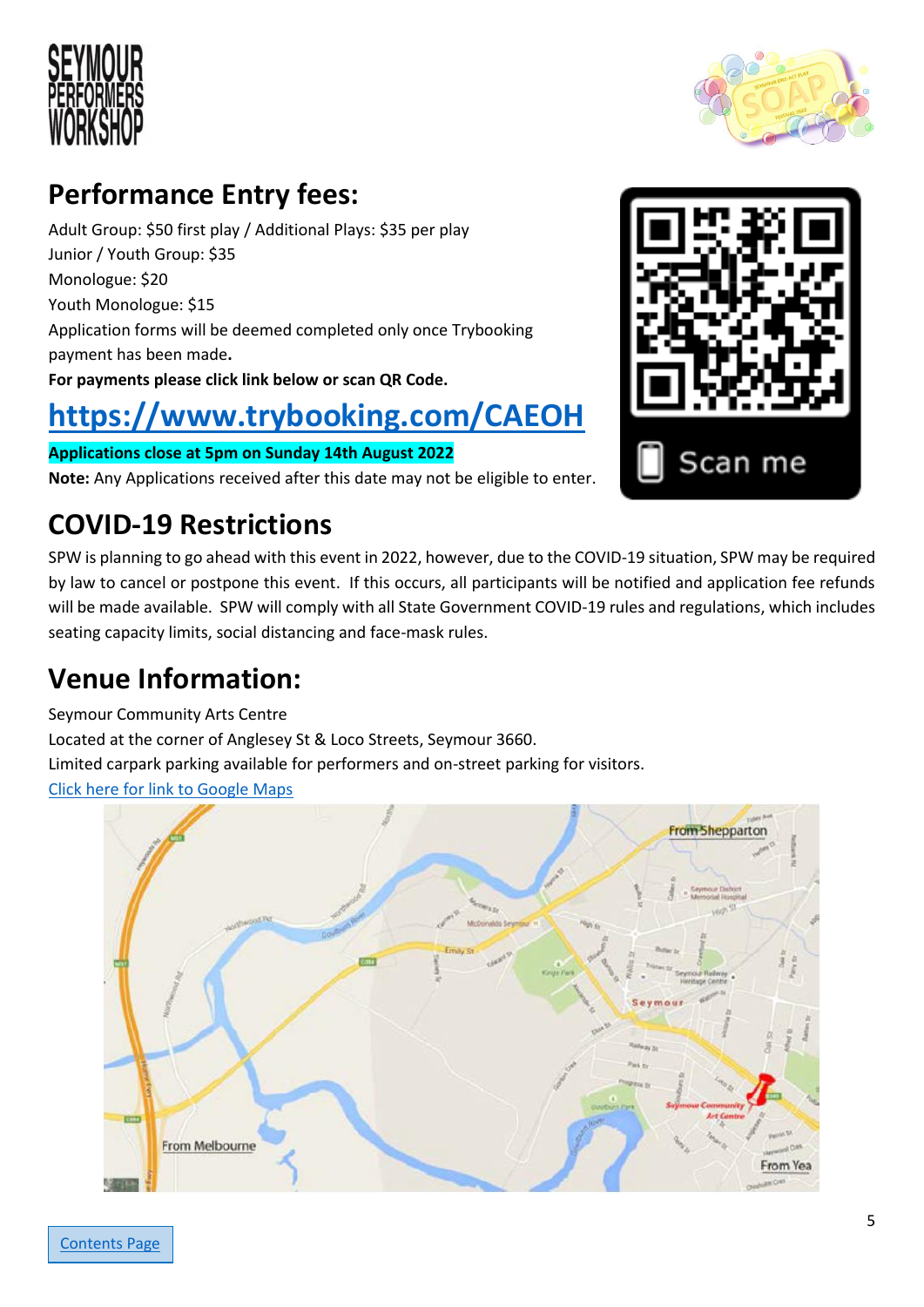## Performance Entry fees:

Adult Group: $50 first play / Additional Plays: $35 per play
Junior / Youth Group: $35
Monologue: $20
Youth Monologue: $15
Application forms will be deemed completed only once Trybooking payment has been made**.**
**For payments please click link below or scan QR Code.**

# https://www.trybooking.com/CAEOH

Scan me

**Applications close at 5pm on Sunday 14th August 2022**
**Note:** Any Applications received after this date may not be eligible to enter.

## COVID-19 Restrictions

SPW is planning to go ahead with this event in 2022, however, due to the COVID-19 situation, SPW may be required by law to cancel or postpone this event. If this occurs, all participants will be notified and application fee refunds will be made available. SPW will comply with all State Government COVID-19 rules and regulations, which includes seating capacity limits, social distancing and face-mask rules.

## Venue Information:

Seymour Community Arts Centre
Located at the corner of Anglesey St & Loco Streets, Seymour 3660.
Limited carpark parking available for performers and on-street parking for visitors.
Click here for link to Google Maps

Contents Page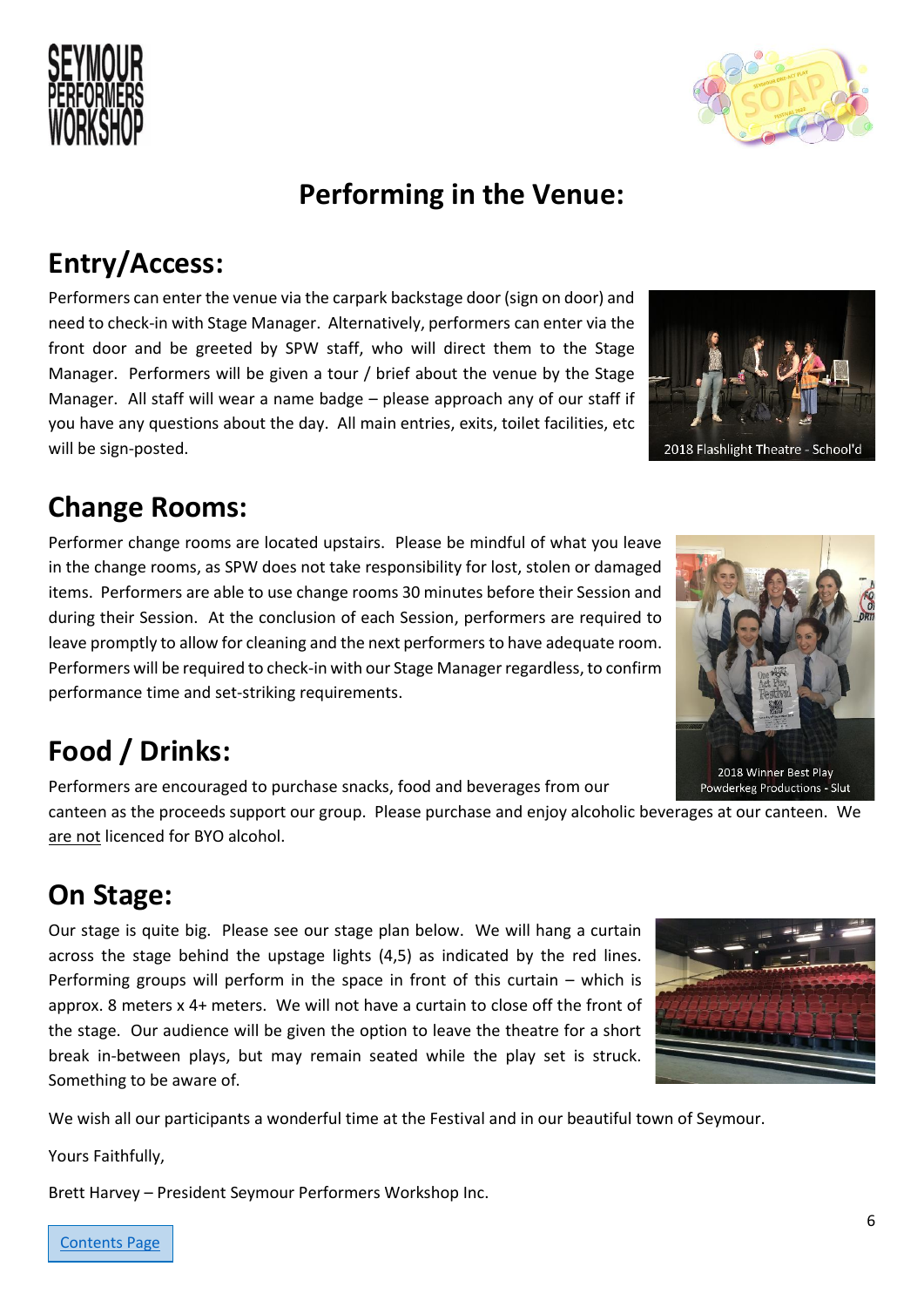# Performing in the Venue:

## Entry/Access:

Performers can enter the venue via the carpark backstage door (sign on door) and need to check-in with Stage Manager. Alternatively, performers can enter via the front door and be greeted by SPW staff, who will direct them to the Stage Manager. Performers will be given a tour / brief about the venue by the Stage Manager. All staff will wear a name badge – please approach any of our staff if you have any questions about the day. All main entries, exits, toilet facilities, etc will be sign-posted.

2018 Flashlight Theatre - School'd

## Change Rooms:

Performer change rooms are located upstairs. Please be mindful of what you leave in the change rooms, as SPW does not take responsibility for lost, stolen or damaged items. Performers are able to use change rooms 30 minutes before their Session and during their Session. At the conclusion of each Session, performers are required to leave promptly to allow for cleaning and the next performers to have adequate room. Performers will be required to check-in with our Stage Manager regardless, to confirm performance time and set-striking requirements.

2018 Winner Best Play
Powderkeg Productions - Slut

## Food / Drinks:

Performers are encouraged to purchase snacks, food and beverages from our canteen as the proceeds support our group. Please purchase and enjoy alcoholic beverages at our canteen. We are not licenced for BYO alcohol.

## On Stage:

Our stage is quite big. Please see our stage plan below. We will hang a curtain across the stage behind the upstage lights (4,5) as indicated by the red lines. Performing groups will perform in the space in front of this curtain – which is approx. 8 meters x 4+ meters. We will not have a curtain to close off the front of the stage. Our audience will be given the option to leave the theatre for a short break in-between plays, but may remain seated while the play set is struck. Something to be aware of.

We wish all our participants a wonderful time at the Festival and in our beautiful town of Seymour.

Yours Faithfully,

Brett Harvey – President Seymour Performers Workshop Inc.

Contents Page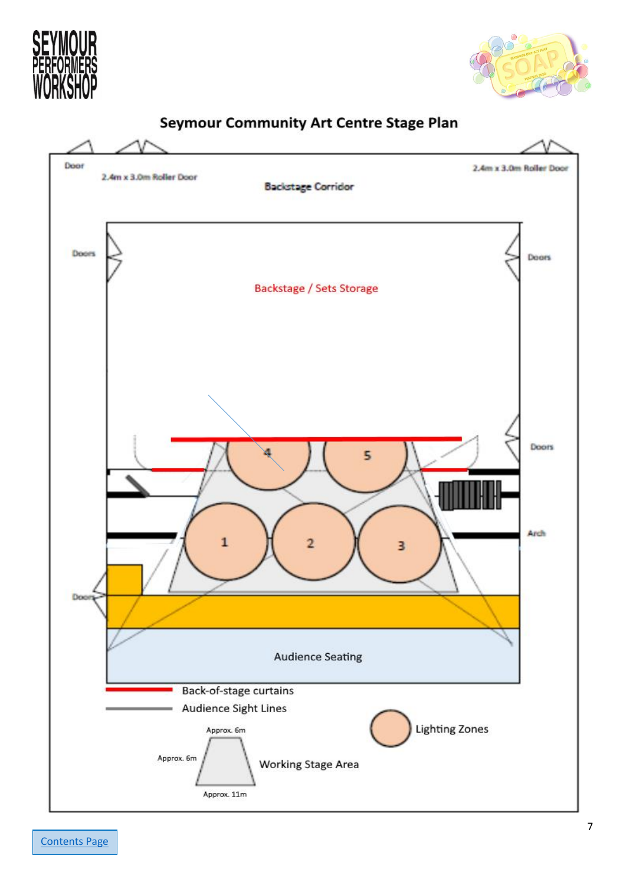# Seymour Community Art Centre Stage Plan

Door

2.4m x 3.0m Roller Door

2.4m x 3.0m Roller Door

Backstage Corridor

Doors

Doors

Backstage / Sets Storage

Doors

4

5

1

2

3

Arch

Door

Audience Seating

Back-of-stage curtains

Audience Sight Lines

Lighting Zones

Approx. 6m

Approx. 6m

Working Stage Area

Approx. 11m

Contents Page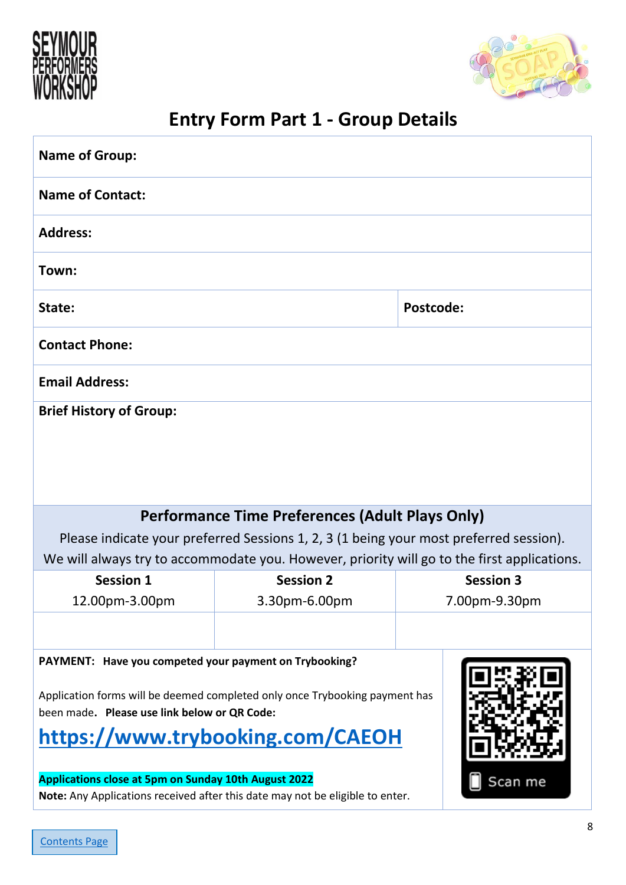# Entry Form Part 1 - Group Details

| | |
|---|---|
| **Name of Group:** | |
| **Name of Contact:** | |
| **Address:** | |
| **Town:** | |
| **State:** | **Postcode:** |
| **Contact Phone:** | |
| **Email Address:** | |
| **Brief History of Group:** | |

## Performance Time Preferences (Adult Plays Only)

Please indicate your preferred Sessions 1, 2, 3 (1 being your most preferred session).
We will always try to accommodate you. However, priority will go to the first applications.

| Session 1 12.00pm-3.00pm | Session 2 3.30pm-6.00pm | Session 3 7.00pm-9.30pm |
|---|---|---|
| | | |

**PAYMENT: Have you competed your payment on Trybooking?**

Application forms will be deemed completed only once Trybooking payment has been made**. Please use link below or QR Code:**

## https://www.trybooking.com/CAEOH

Scan me

**Applications close at 5pm on Sunday 10th August 2022**

**Note:** Any Applications received after this date may not be eligible to enter.

Contents Page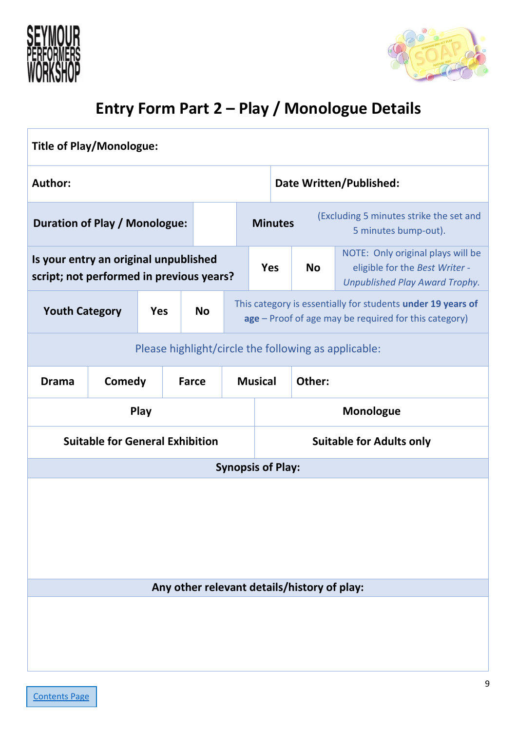# Entry Form Part 2 – Play / Monologue Details

| **Title of Play/Monologue:** | | | | | |
|---|---|---|---|---|---|
| **Author:** | | | **Date Written/Published:** | | |
| **Duration of Play / Monologue:** | | **Minutes** | (Excluding 5 minutes strike the set and 5 minutes bump-out). | | |
| **Is your entry an original unpublished script; not performed in previous years?** | **Yes** | **No** | NOTE: Only original plays will be eligible for the *Best Writer - Unpublished Play Award Trophy.* | | |
| **Youth Category** | **Yes** | **No** | This category is essentially for students **under 19 years of age** – Proof of age may be required for this category) | | |
| Please highlight/circle the following as applicable: | | | | | |
| **Drama** | **Comedy** | **Farce** | **Musical** | **Other:** | |
| **Play** | | | **Monologue** | | |
| **Suitable for General Exhibition** | | | **Suitable for Adults only** | | |
| **Synopsis of Play:** | | | | | |
| | | | | | |
| **Any other relevant details/history of play:** | | | | | |
| | | | | | |

Contents Page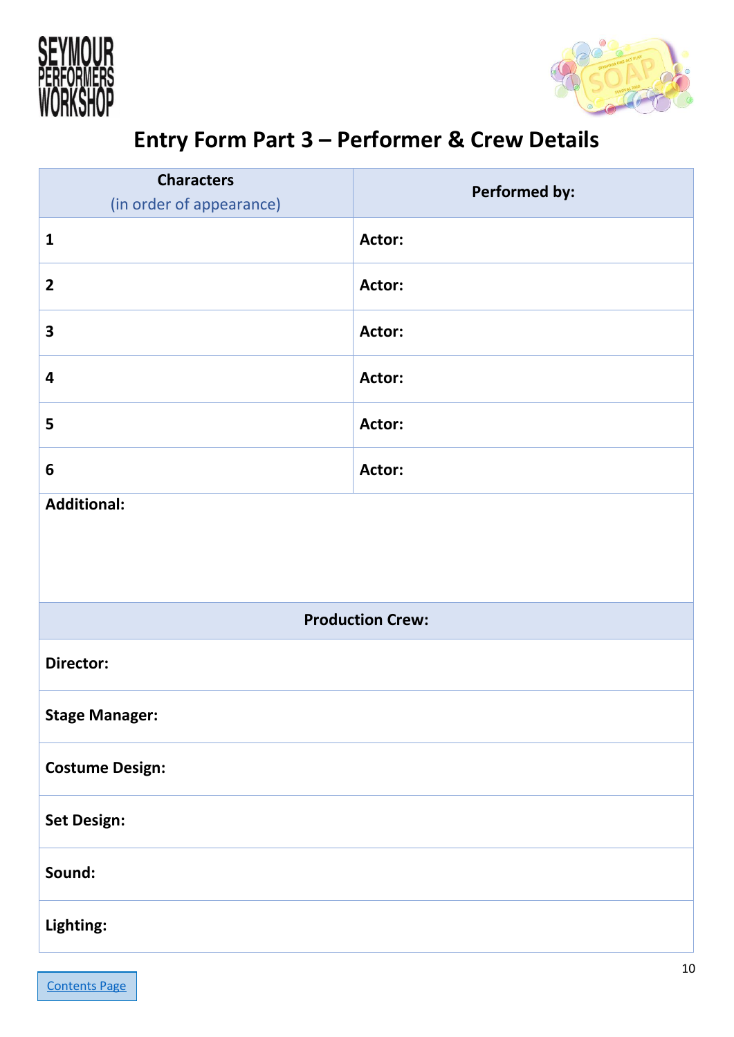# Entry Form Part 3 – Performer & Crew Details

| **Characters** (in order of appearance) | **Performed by:** |
|---|---|
| **1** | **Actor:** |
| **2** | **Actor:** |
| **3** | **Actor:** |
| **4** | **Actor:** |
| **5** | **Actor:** |
| **6** | **Actor:** |
| **Additional:** | |
| **Production Crew:** | |
| **Director:** | |
| **Stage Manager:** | |
| **Costume Design:** | |
| **Set Design:** | |
| **Sound:** | |
| **Lighting:** | |

Contents Page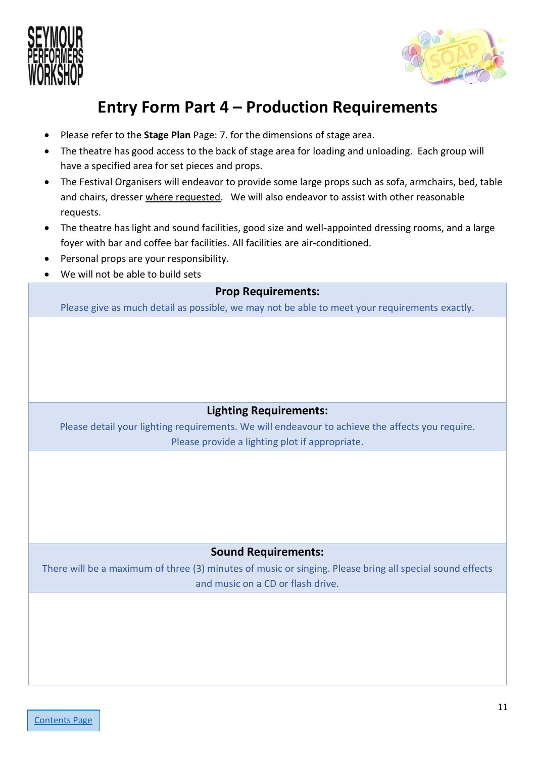# Entry Form Part 4 – Production Requirements

- Please refer to the **Stage Plan** Page: 7. for the dimensions of stage area.
- The theatre has good access to the back of stage area for loading and unloading. Each group will have a specified area for set pieces and props.
- The Festival Organisers will endeavor to provide some large props such as sofa, armchairs, bed, table and chairs, dresser where requested. We will also endeavor to assist with other reasonable requests.
- The theatre has light and sound facilities, good size and well-appointed dressing rooms, and a large foyer with bar and coffee bar facilities. All facilities are air-conditioned.
- Personal props are your responsibility.
- We will not be able to build sets

| **Prop Requirements:**<br>Please give as much detail as possible, we may not be able to meet your requirements exactly. |
|---|
| |
| **Lighting Requirements:**<br>Please detail your lighting requirements. We will endeavour to achieve the affects you require. Please provide a lighting plot if appropriate. |
| |
| **Sound Requirements:**<br>There will be a maximum of three (3) minutes of music or singing. Please bring all special sound effects and music on a CD or flash drive. |
| |

Contents Page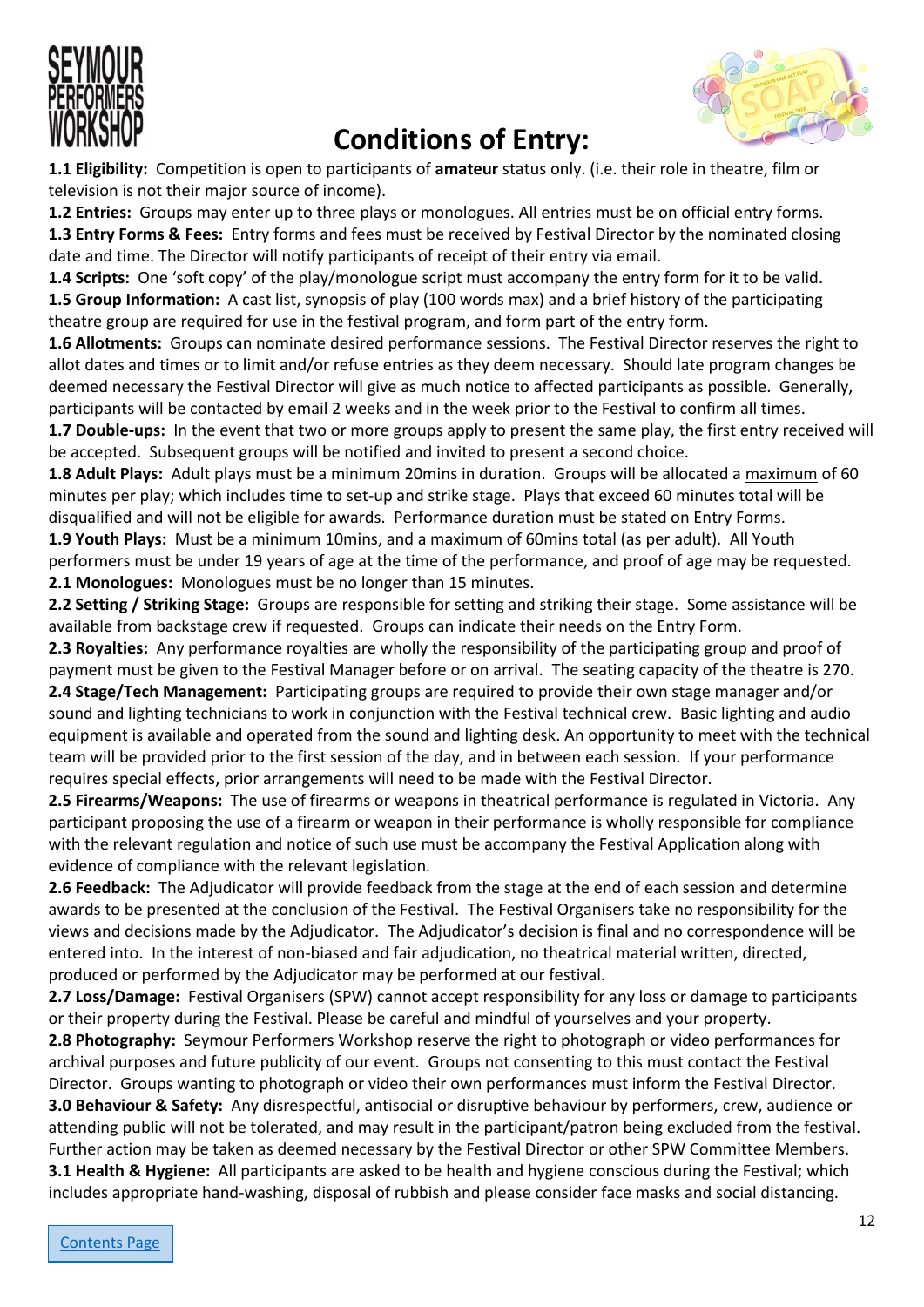# Conditions of Entry:

**1.1 Eligibility:** Competition is open to participants of **amateur** status only. (i.e. their role in theatre, film or television is not their major source of income).

**1.2 Entries:** Groups may enter up to three plays or monologues. All entries must be on official entry forms.

**1.3 Entry Forms & Fees:** Entry forms and fees must be received by Festival Director by the nominated closing date and time. The Director will notify participants of receipt of their entry via email.

**1.4 Scripts:** One 'soft copy' of the play/monologue script must accompany the entry form for it to be valid.

**1.5 Group Information:** A cast list, synopsis of play (100 words max) and a brief history of the participating theatre group are required for use in the festival program, and form part of the entry form.

**1.6 Allotments:** Groups can nominate desired performance sessions. The Festival Director reserves the right to allot dates and times or to limit and/or refuse entries as they deem necessary. Should late program changes be deemed necessary the Festival Director will give as much notice to affected participants as possible. Generally, participants will be contacted by email 2 weeks and in the week prior to the Festival to confirm all times.

**1.7 Double-ups:** In the event that two or more groups apply to present the same play, the first entry received will be accepted. Subsequent groups will be notified and invited to present a second choice.

**1.8 Adult Plays:** Adult plays must be a minimum 20mins in duration. Groups will be allocated a <u>maximum</u> of 60 minutes per play; which includes time to set-up and strike stage. Plays that exceed 60 minutes total will be disqualified and will not be eligible for awards. Performance duration must be stated on Entry Forms.

**1.9 Youth Plays:** Must be a minimum 10mins, and a maximum of 60mins total (as per adult). All Youth performers must be under 19 years of age at the time of the performance, and proof of age may be requested.

**2.1 Monologues:** Monologues must be no longer than 15 minutes.

**2.2 Setting / Striking Stage:** Groups are responsible for setting and striking their stage. Some assistance will be available from backstage crew if requested. Groups can indicate their needs on the Entry Form.

**2.3 Royalties:** Any performance royalties are wholly the responsibility of the participating group and proof of payment must be given to the Festival Manager before or on arrival. The seating capacity of the theatre is 270.

**2.4 Stage/Tech Management:** Participating groups are required to provide their own stage manager and/or sound and lighting technicians to work in conjunction with the Festival technical crew. Basic lighting and audio equipment is available and operated from the sound and lighting desk. An opportunity to meet with the technical team will be provided prior to the first session of the day, and in between each session. If your performance requires special effects, prior arrangements will need to be made with the Festival Director.

**2.5 Firearms/Weapons:** The use of firearms or weapons in theatrical performance is regulated in Victoria. Any participant proposing the use of a firearm or weapon in their performance is wholly responsible for compliance with the relevant regulation and notice of such use must be accompany the Festival Application along with evidence of compliance with the relevant legislation.

**2.6 Feedback:** The Adjudicator will provide feedback from the stage at the end of each session and determine awards to be presented at the conclusion of the Festival. The Festival Organisers take no responsibility for the views and decisions made by the Adjudicator. The Adjudicator's decision is final and no correspondence will be entered into. In the interest of non-biased and fair adjudication, no theatrical material written, directed, produced or performed by the Adjudicator may be performed at our festival.

**2.7 Loss/Damage:** Festival Organisers (SPW) cannot accept responsibility for any loss or damage to participants or their property during the Festival. Please be careful and mindful of yourselves and your property.

**2.8 Photography:** Seymour Performers Workshop reserve the right to photograph or video performances for archival purposes and future publicity of our event. Groups not consenting to this must contact the Festival Director. Groups wanting to photograph or video their own performances must inform the Festival Director.

**3.0 Behaviour & Safety:** Any disrespectful, antisocial or disruptive behaviour by performers, crew, audience or attending public will not be tolerated, and may result in the participant/patron being excluded from the festival. Further action may be taken as deemed necessary by the Festival Director or other SPW Committee Members.

**3.1 Health & Hygiene:** All participants are asked to be health and hygiene conscious during the Festival; which includes appropriate hand-washing, disposal of rubbish and please consider face masks and social distancing.

Contents Page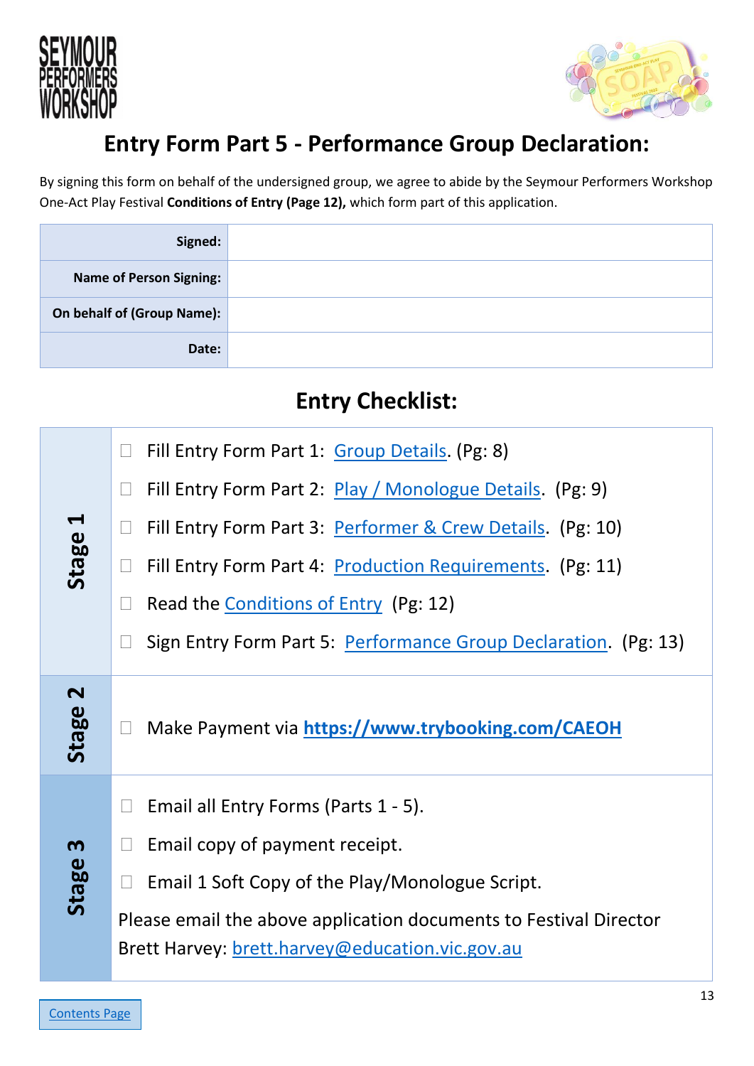# Entry Form Part 5 - Performance Group Declaration:

By signing this form on behalf of the undersigned group, we agree to abide by the Seymour Performers Workshop One-Act Play Festival **Conditions of Entry (Page 12),** which form part of this application.

| | |
|---|---|
| **Signed:** | |
| **Name of Person Signing:** | |
| **On behalf of (Group Name):** | |
| **Date:** | |

## Entry Checklist:

| | |
|---|---|
| **Stage 1** | ☐ Fill Entry Form Part 1: Group Details. (Pg: 8)<br>☐ Fill Entry Form Part 2: Play / Monologue Details. (Pg: 9)<br>☐ Fill Entry Form Part 3: Performer & Crew Details. (Pg: 10)<br>☐ Fill Entry Form Part 4: Production Requirements. (Pg: 11)<br>☐ Read the Conditions of Entry (Pg: 12)<br>☐ Sign Entry Form Part 5: Performance Group Declaration. (Pg: 13) |
| **Stage 2** | ☐ Make Payment via **https://www.trybooking.com/CAEOH** |
| **Stage 3** | ☐ Email all Entry Forms (Parts 1 - 5).<br>☐ Email copy of payment receipt.<br>☐ Email 1 Soft Copy of the Play/Monologue Script.<br>Please email the above application documents to Festival Director Brett Harvey: brett.harvey@education.vic.gov.au |

Contents Page